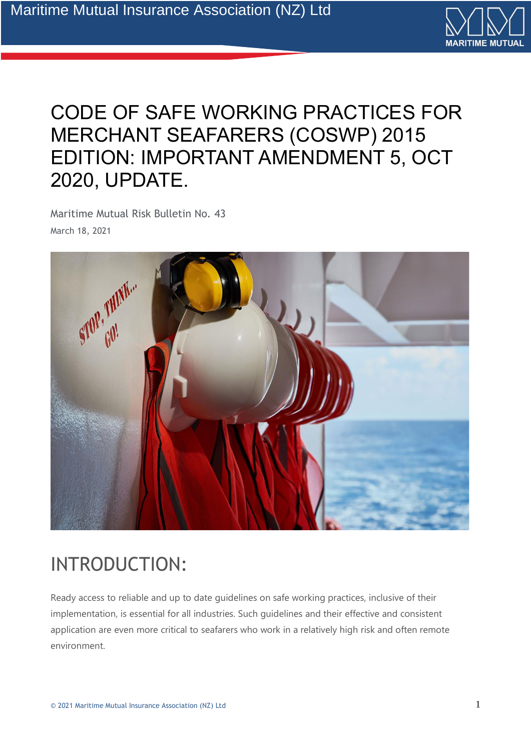# CODE OF SAFE WORKING PRACTICES FOR MERCHANT SEAFARERS (COSWP) 2015 EDITION: IMPORTANT AMENDMENT 5, OCT 2020, UPDATE.

Maritime Mutual Risk Bulletin No. 43

March 18, 2021

## INTRODUCTION:

Ready access to reliable and up to date guidelines on safe working practices, inclusive of their implementation, is essential for all industries. Such guidelines and their effective and consistent application are even more critical to seafarers who work in a relatively high risk and often remote environment.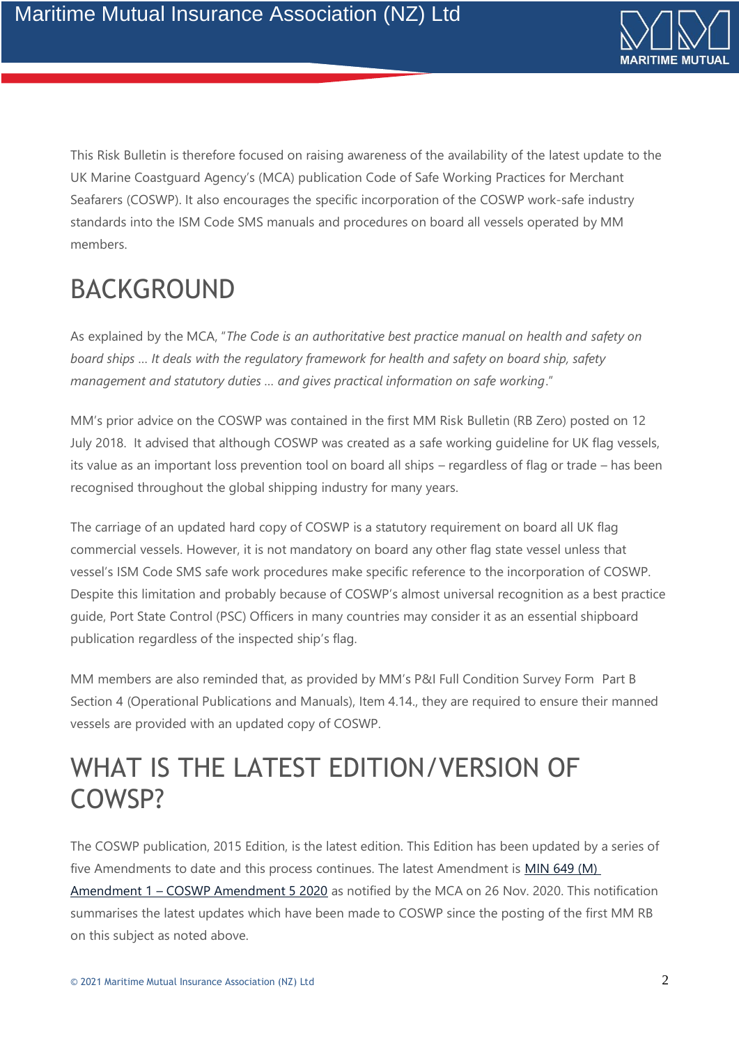This Risk Bulletin is therefore focused on raising awareness of the availability of the latest update to the UK Marine Coastguard Agency's (MCA) publication Code of Safe Working Practices for Merchant Seafarers (COSWP). It also encourages the specific incorporation of the COSWP work-safe industry standards into the ISM Code SMS manuals and procedures on board all vessels operated by MM members.

# BACKGROUND

As explained by the MCA, "*The Code is an authoritative best practice manual on health and safety on board ships … It deals with the regulatory framework for health and safety on board ship, safety management and statutory duties … and gives practical information on safe working*."

MM's prior advice on the COSWP was contained in the first MM Risk Bulletin (RB Zero) posted on 12 July 2018. It advised that although COSWP was created as a safe working guideline for UK flag vessels, its value as an important loss prevention tool on board all ships – regardless of flag or trade – has been recognised throughout the global shipping industry for many years.

The carriage of an updated hard copy of COSWP is a statutory requirement on board all UK flag commercial vessels. However, it is not mandatory on board any other flag state vessel unless that vessel's ISM Code SMS safe work procedures make specific reference to the incorporation of COSWP. Despite this limitation and probably because of COSWP's almost universal recognition as a best practice guide, Port State Control (PSC) Officers in many countries may consider it as an essential shipboard publication regardless of the inspected ship's flag.

MM members are also reminded that, as provided by MM's P&I Full Condition Survey Form Part B Section 4 (Operational Publications and Manuals), Item 4.14., they are required to ensure their manned vessels are provided with an updated copy of COSWP.

# WHAT IS THE LATEST EDITION/VERSION OF COWSP?

The COSWP publication, 2015 Edition, is the latest edition. This Edition has been updated by a series of five Amendments to date and this process continues. The latest Amendment is MIN 649 (M) Amendment 1 – COSWP Amendment 5 2020 as notified by the MCA on 26 Nov. 2020. This notification summarises the latest updates which have been made to COSWP since the posting of the first MM RB on this subject as noted above.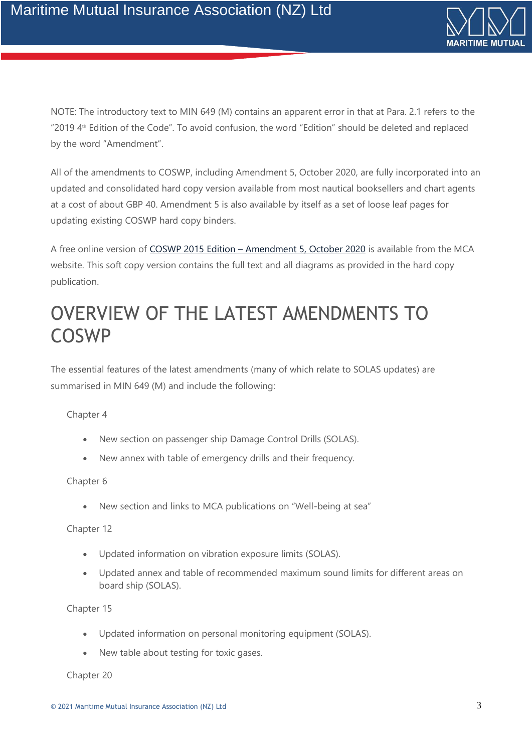NOTE: The introductory text to MIN 649 (M) contains an apparent error in that at Para. 2.1 refers to the "2019 4th Edition of the Code". To avoid confusion, the word "Edition" should be deleted and replaced by the word "Amendment".

All of the amendments to COSWP, including Amendment 5, October 2020, are fully incorporated into an updated and consolidated hard copy version available from most nautical booksellers and chart agents at a cost of about GBP 40. Amendment 5 is also available by itself as a set of loose leaf pages for updating existing COSWP hard copy binders.

A free online version of COSWP 2015 Edition – Amendment 5, October 2020 is available from the MCA website. This soft copy version contains the full text and all diagrams as provided in the hard copy publication.

# OVERVIEW OF THE LATEST AMENDMENTS TO COSWP

The essential features of the latest amendments (many of which relate to SOLAS updates) are summarised in MIN 649 (M) and include the following:

Chapter 4

- New section on passenger ship Damage Control Drills (SOLAS).
- New annex with table of emergency drills and their frequency.

Chapter 6

- New section and links to MCA publications on "Well-being at sea"

Chapter 12

- Updated information on vibration exposure limits (SOLAS).
- Updated annex and table of recommended maximum sound limits for different areas on board ship (SOLAS).

Chapter 15

- Updated information on personal monitoring equipment (SOLAS).
- New table about testing for toxic gases.

Chapter 20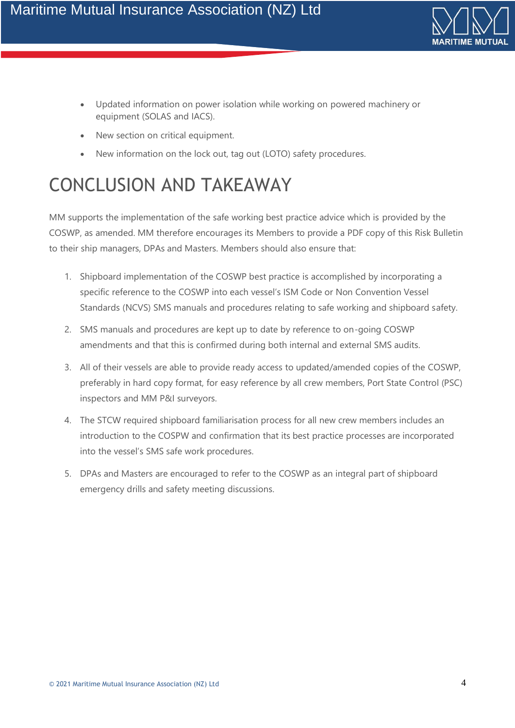- Updated information on power isolation while working on powered machinery or equipment (SOLAS and IACS).
- New section on critical equipment.
- New information on the lock out, tag out (LOTO) safety procedures.

# CONCLUSION AND TAKEAWAY

MM supports the implementation of the safe working best practice advice which is provided by the COSWP, as amended. MM therefore encourages its Members to provide a PDF copy of this Risk Bulletin to their ship managers, DPAs and Masters. Members should also ensure that:

1. Shipboard implementation of the COSWP best practice is accomplished by incorporating a specific reference to the COSWP into each vessel's ISM Code or Non Convention Vessel Standards (NCVS) SMS manuals and procedures relating to safe working and shipboard safety.
2. SMS manuals and procedures are kept up to date by reference to on-going COSWP amendments and that this is confirmed during both internal and external SMS audits.
3. All of their vessels are able to provide ready access to updated/amended copies of the COSWP, preferably in hard copy format, for easy reference by all crew members, Port State Control (PSC) inspectors and MM P&I surveyors.
4. The STCW required shipboard familiarisation process for all new crew members includes an introduction to the COSPW and confirmation that its best practice processes are incorporated into the vessel's SMS safe work procedures.
5. DPAs and Masters are encouraged to refer to the COSWP as an integral part of shipboard emergency drills and safety meeting discussions.